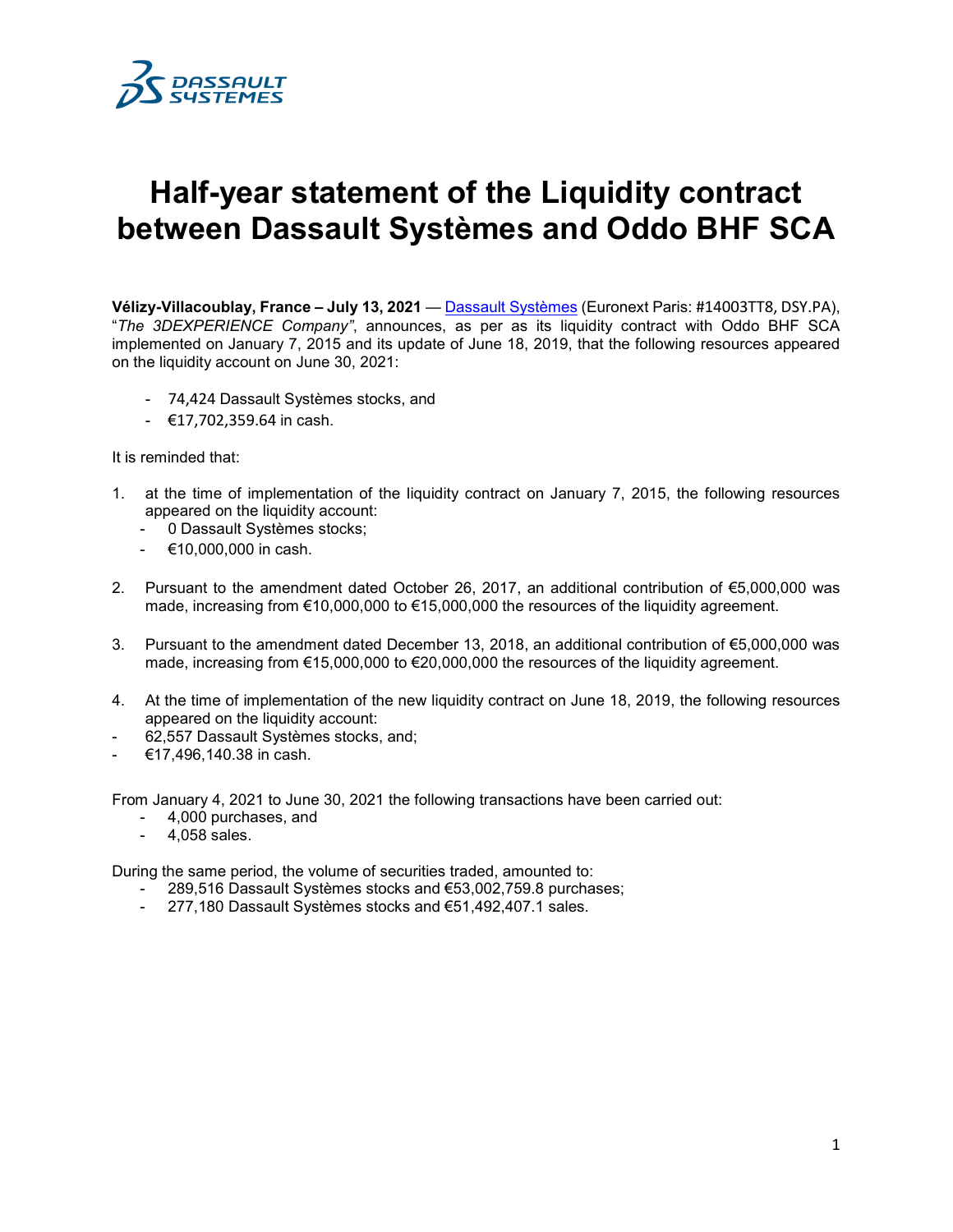# Half-year statement of the Liquidity contract between Dassault Systèmes and Oddo BHF SCA

**Vélizy-Villacoublay, France – July 13, 2021** — Dassault Systèmes (Euronext Paris: #14003TT8, DSY.PA), "*The 3DEXPERIENCE Company*", announces, as per as its liquidity contract with Oddo BHF SCA implemented on January 7, 2015 and its update of June 18, 2019, that the following resources appeared on the liquidity account on June 30, 2021:

- 74,424 Dassault Systèmes stocks, and
- €17,702,359.64 in cash.

It is reminded that:

1. at the time of implementation of the liquidity contract on January 7, 2015, the following resources appeared on the liquidity account:
   - 0 Dassault Systèmes stocks;
   - €10,000,000 in cash.

2. Pursuant to the amendment dated October 26, 2017, an additional contribution of €5,000,000 was made, increasing from €10,000,000 to €15,000,000 the resources of the liquidity agreement.

3. Pursuant to the amendment dated December 13, 2018, an additional contribution of €5,000,000 was made, increasing from €15,000,000 to €20,000,000 the resources of the liquidity agreement.

4. At the time of implementation of the new liquidity contract on June 18, 2019, the following resources appeared on the liquidity account:

- 62,557 Dassault Systèmes stocks, and;
- €17,496,140.38 in cash.

From January 4, 2021 to June 30, 2021 the following transactions have been carried out:

- 4,000 purchases, and
- 4,058 sales.

During the same period, the volume of securities traded, amounted to:

- 289,516 Dassault Systèmes stocks and €53,002,759.8 purchases;
- 277,180 Dassault Systèmes stocks and €51,492,407.1 sales.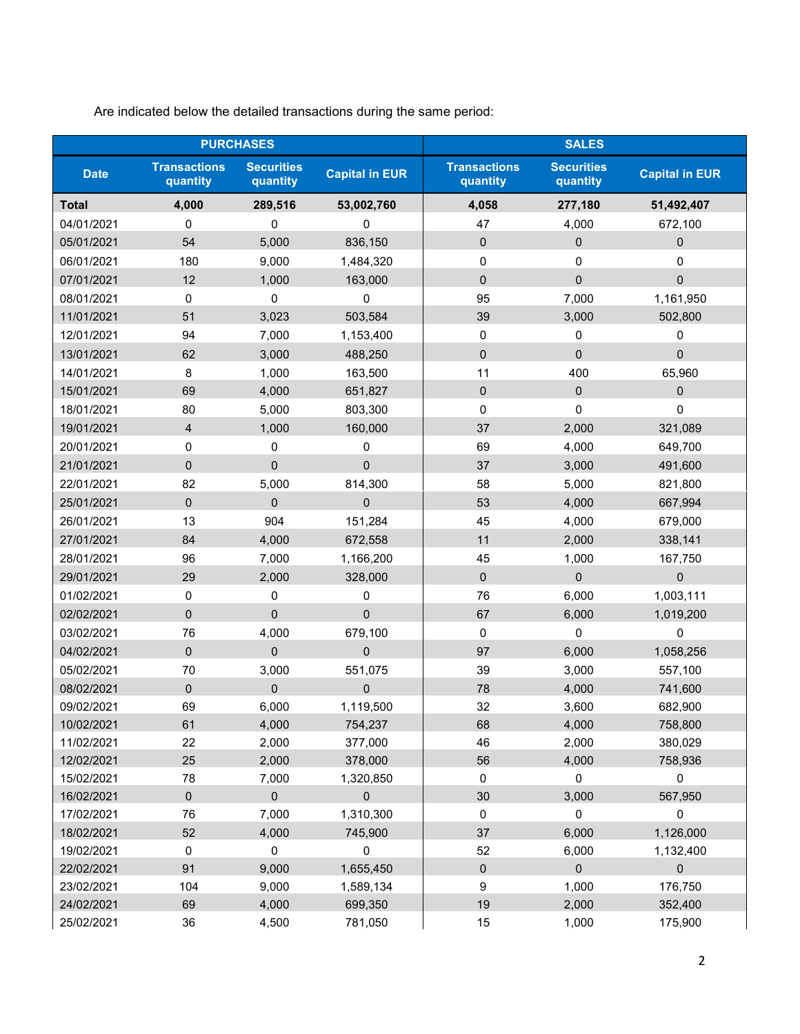Are indicated below the detailed transactions during the same period:

| PURCHASES | | | | SALES | | |
|---|---|---|---|---|---|---|
| **Date** | **Transactions quantity** | **Securities quantity** | **Capital in EUR** | **Transactions quantity** | **Securities quantity** | **Capital in EUR** |
| **Total** | **4,000** | **289,516** | **53,002,760** | **4,058** | **277,180** | **51,492,407** |
| 04/01/2021 | 0 | 0 | 0 | 47 | 4,000 | 672,100 |
| 05/01/2021 | 54 | 5,000 | 836,150 | 0 | 0 | 0 |
| 06/01/2021 | 180 | 9,000 | 1,484,320 | 0 | 0 | 0 |
| 07/01/2021 | 12 | 1,000 | 163,000 | 0 | 0 | 0 |
| 08/01/2021 | 0 | 0 | 0 | 95 | 7,000 | 1,161,950 |
| 11/01/2021 | 51 | 3,023 | 503,584 | 39 | 3,000 | 502,800 |
| 12/01/2021 | 94 | 7,000 | 1,153,400 | 0 | 0 | 0 |
| 13/01/2021 | 62 | 3,000 | 488,250 | 0 | 0 | 0 |
| 14/01/2021 | 8 | 1,000 | 163,500 | 11 | 400 | 65,960 |
| 15/01/2021 | 69 | 4,000 | 651,827 | 0 | 0 | 0 |
| 18/01/2021 | 80 | 5,000 | 803,300 | 0 | 0 | 0 |
| 19/01/2021 | 4 | 1,000 | 160,000 | 37 | 2,000 | 321,089 |
| 20/01/2021 | 0 | 0 | 0 | 69 | 4,000 | 649,700 |
| 21/01/2021 | 0 | 0 | 0 | 37 | 3,000 | 491,600 |
| 22/01/2021 | 82 | 5,000 | 814,300 | 58 | 5,000 | 821,800 |
| 25/01/2021 | 0 | 0 | 0 | 53 | 4,000 | 667,994 |
| 26/01/2021 | 13 | 904 | 151,284 | 45 | 4,000 | 679,000 |
| 27/01/2021 | 84 | 4,000 | 672,558 | 11 | 2,000 | 338,141 |
| 28/01/2021 | 96 | 7,000 | 1,166,200 | 45 | 1,000 | 167,750 |
| 29/01/2021 | 29 | 2,000 | 328,000 | 0 | 0 | 0 |
| 01/02/2021 | 0 | 0 | 0 | 76 | 6,000 | 1,003,111 |
| 02/02/2021 | 0 | 0 | 0 | 67 | 6,000 | 1,019,200 |
| 03/02/2021 | 76 | 4,000 | 679,100 | 0 | 0 | 0 |
| 04/02/2021 | 0 | 0 | 0 | 97 | 6,000 | 1,058,256 |
| 05/02/2021 | 70 | 3,000 | 551,075 | 39 | 3,000 | 557,100 |
| 08/02/2021 | 0 | 0 | 0 | 78 | 4,000 | 741,600 |
| 09/02/2021 | 69 | 6,000 | 1,119,500 | 32 | 3,600 | 682,900 |
| 10/02/2021 | 61 | 4,000 | 754,237 | 68 | 4,000 | 758,800 |
| 11/02/2021 | 22 | 2,000 | 377,000 | 46 | 2,000 | 380,029 |
| 12/02/2021 | 25 | 2,000 | 378,000 | 56 | 4,000 | 758,936 |
| 15/02/2021 | 78 | 7,000 | 1,320,850 | 0 | 0 | 0 |
| 16/02/2021 | 0 | 0 | 0 | 30 | 3,000 | 567,950 |
| 17/02/2021 | 76 | 7,000 | 1,310,300 | 0 | 0 | 0 |
| 18/02/2021 | 52 | 4,000 | 745,900 | 37 | 6,000 | 1,126,000 |
| 19/02/2021 | 0 | 0 | 0 | 52 | 6,000 | 1,132,400 |
| 22/02/2021 | 91 | 9,000 | 1,655,450 | 0 | 0 | 0 |
| 23/02/2021 | 104 | 9,000 | 1,589,134 | 9 | 1,000 | 176,750 |
| 24/02/2021 | 69 | 4,000 | 699,350 | 19 | 2,000 | 352,400 |
| 25/02/2021 | 36 | 4,500 | 781,050 | 15 | 1,000 | 175,900 |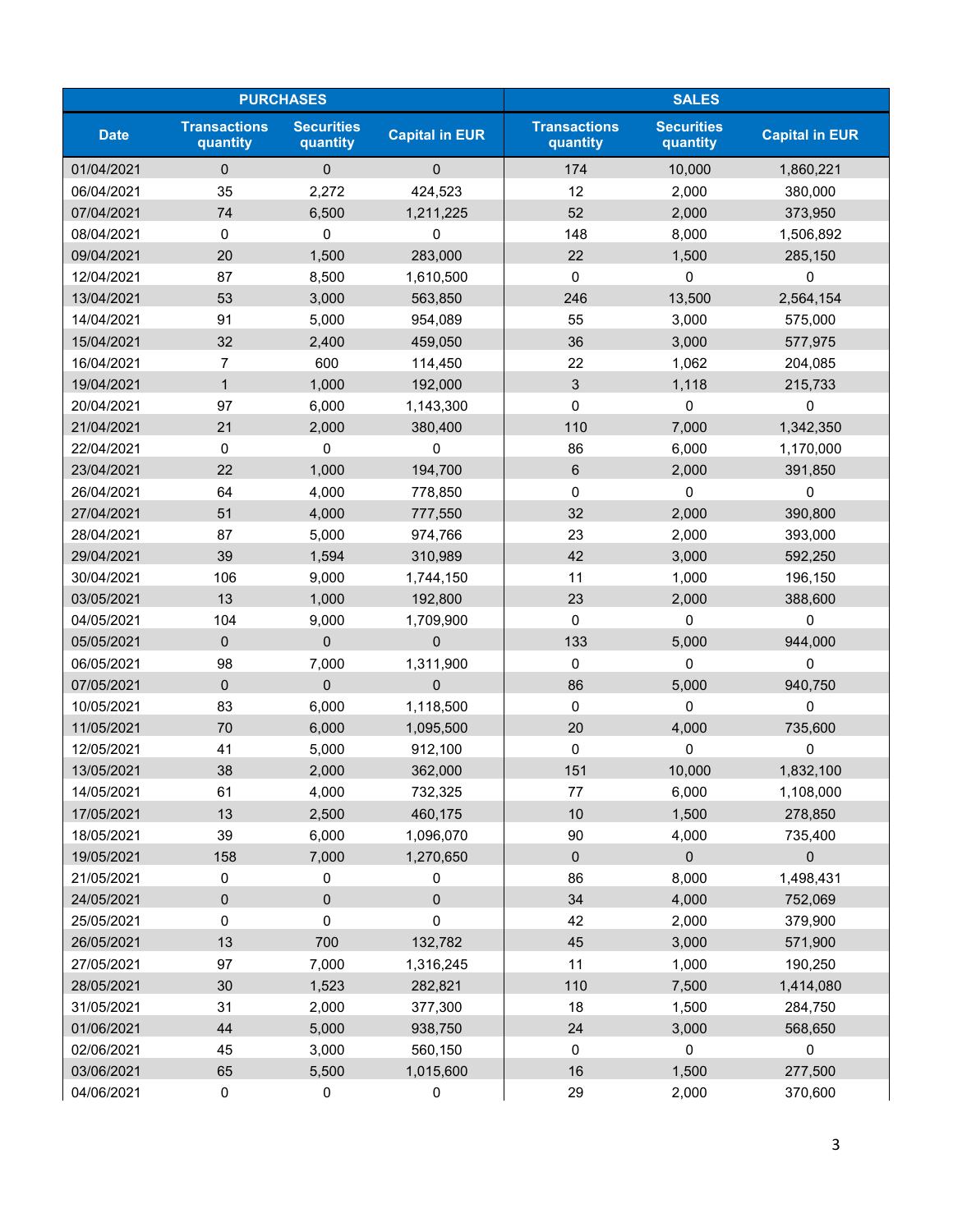| | PURCHASES | | | SALES | | |
|---|---|---|---|---|---|---|
| Date | Transactions quantity | Securities quantity | Capital in EUR | Transactions quantity | Securities quantity | Capital in EUR |
| 01/04/2021 | 0 | 0 | 0 | 174 | 10,000 | 1,860,221 |
| 06/04/2021 | 35 | 2,272 | 424,523 | 12 | 2,000 | 380,000 |
| 07/04/2021 | 74 | 6,500 | 1,211,225 | 52 | 2,000 | 373,950 |
| 08/04/2021 | 0 | 0 | 0 | 148 | 8,000 | 1,506,892 |
| 09/04/2021 | 20 | 1,500 | 283,000 | 22 | 1,500 | 285,150 |
| 12/04/2021 | 87 | 8,500 | 1,610,500 | 0 | 0 | 0 |
| 13/04/2021 | 53 | 3,000 | 563,850 | 246 | 13,500 | 2,564,154 |
| 14/04/2021 | 91 | 5,000 | 954,089 | 55 | 3,000 | 575,000 |
| 15/04/2021 | 32 | 2,400 | 459,050 | 36 | 3,000 | 577,975 |
| 16/04/2021 | 7 | 600 | 114,450 | 22 | 1,062 | 204,085 |
| 19/04/2021 | 1 | 1,000 | 192,000 | 3 | 1,118 | 215,733 |
| 20/04/2021 | 97 | 6,000 | 1,143,300 | 0 | 0 | 0 |
| 21/04/2021 | 21 | 2,000 | 380,400 | 110 | 7,000 | 1,342,350 |
| 22/04/2021 | 0 | 0 | 0 | 86 | 6,000 | 1,170,000 |
| 23/04/2021 | 22 | 1,000 | 194,700 | 6 | 2,000 | 391,850 |
| 26/04/2021 | 64 | 4,000 | 778,850 | 0 | 0 | 0 |
| 27/04/2021 | 51 | 4,000 | 777,550 | 32 | 2,000 | 390,800 |
| 28/04/2021 | 87 | 5,000 | 974,766 | 23 | 2,000 | 393,000 |
| 29/04/2021 | 39 | 1,594 | 310,989 | 42 | 3,000 | 592,250 |
| 30/04/2021 | 106 | 9,000 | 1,744,150 | 11 | 1,000 | 196,150 |
| 03/05/2021 | 13 | 1,000 | 192,800 | 23 | 2,000 | 388,600 |
| 04/05/2021 | 104 | 9,000 | 1,709,900 | 0 | 0 | 0 |
| 05/05/2021 | 0 | 0 | 0 | 133 | 5,000 | 944,000 |
| 06/05/2021 | 98 | 7,000 | 1,311,900 | 0 | 0 | 0 |
| 07/05/2021 | 0 | 0 | 0 | 86 | 5,000 | 940,750 |
| 10/05/2021 | 83 | 6,000 | 1,118,500 | 0 | 0 | 0 |
| 11/05/2021 | 70 | 6,000 | 1,095,500 | 20 | 4,000 | 735,600 |
| 12/05/2021 | 41 | 5,000 | 912,100 | 0 | 0 | 0 |
| 13/05/2021 | 38 | 2,000 | 362,000 | 151 | 10,000 | 1,832,100 |
| 14/05/2021 | 61 | 4,000 | 732,325 | 77 | 6,000 | 1,108,000 |
| 17/05/2021 | 13 | 2,500 | 460,175 | 10 | 1,500 | 278,850 |
| 18/05/2021 | 39 | 6,000 | 1,096,070 | 90 | 4,000 | 735,400 |
| 19/05/2021 | 158 | 7,000 | 1,270,650 | 0 | 0 | 0 |
| 21/05/2021 | 0 | 0 | 0 | 86 | 8,000 | 1,498,431 |
| 24/05/2021 | 0 | 0 | 0 | 34 | 4,000 | 752,069 |
| 25/05/2021 | 0 | 0 | 0 | 42 | 2,000 | 379,900 |
| 26/05/2021 | 13 | 700 | 132,782 | 45 | 3,000 | 571,900 |
| 27/05/2021 | 97 | 7,000 | 1,316,245 | 11 | 1,000 | 190,250 |
| 28/05/2021 | 30 | 1,523 | 282,821 | 110 | 7,500 | 1,414,080 |
| 31/05/2021 | 31 | 2,000 | 377,300 | 18 | 1,500 | 284,750 |
| 01/06/2021 | 44 | 5,000 | 938,750 | 24 | 3,000 | 568,650 |
| 02/06/2021 | 45 | 3,000 | 560,150 | 0 | 0 | 0 |
| 03/06/2021 | 65 | 5,500 | 1,015,600 | 16 | 1,500 | 277,500 |
| 04/06/2021 | 0 | 0 | 0 | 29 | 2,000 | 370,600 |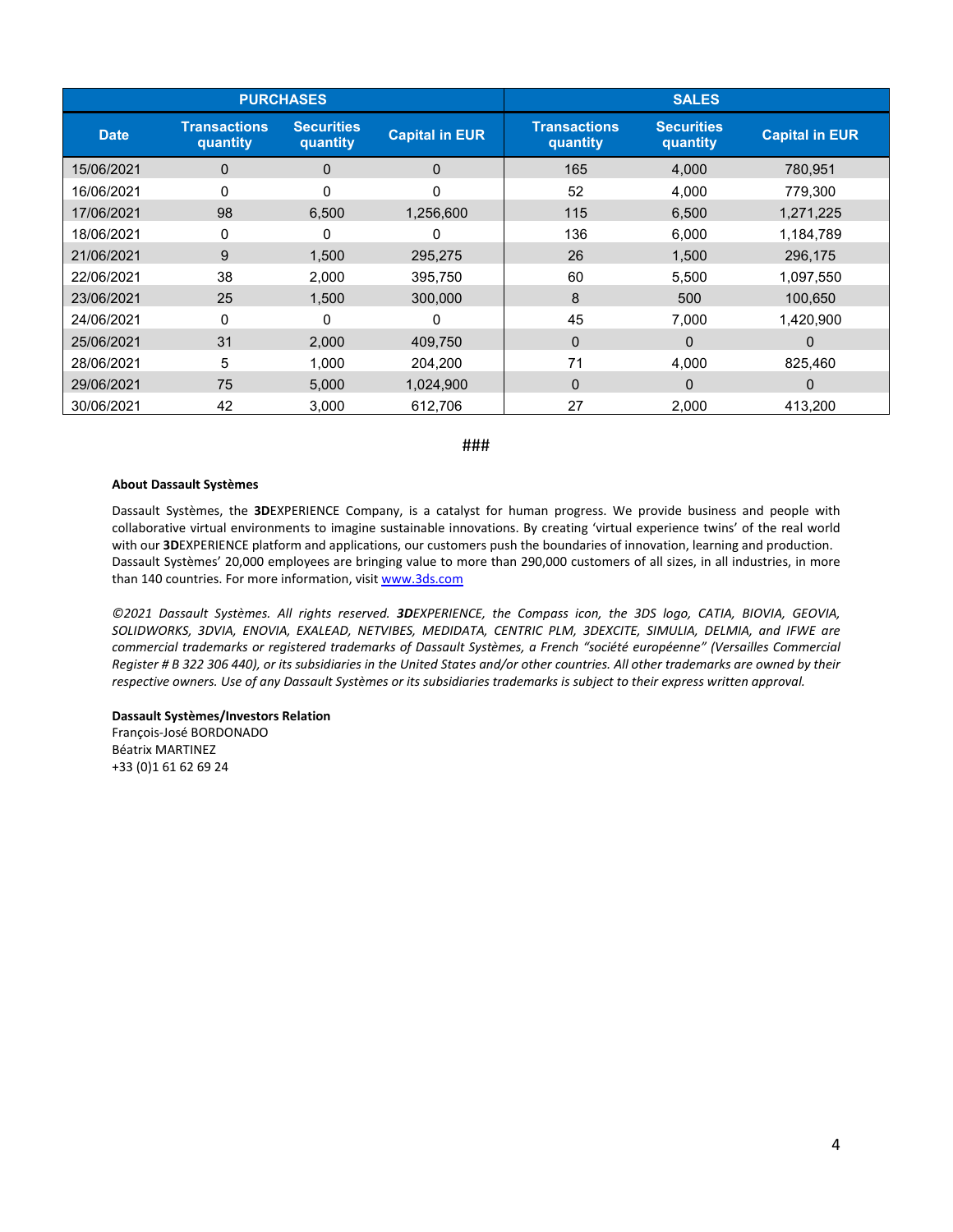| | PURCHASES | | | SALES | | |
|---|---|---|---|---|---|---|
| Date | Transactions quantity | Securities quantity | Capital in EUR | Transactions quantity | Securities quantity | Capital in EUR |
| 15/06/2021 | 0 | 0 | 0 | 165 | 4,000 | 780,951 |
| 16/06/2021 | 0 | 0 | 0 | 52 | 4,000 | 779,300 |
| 17/06/2021 | 98 | 6,500 | 1,256,600 | 115 | 6,500 | 1,271,225 |
| 18/06/2021 | 0 | 0 | 0 | 136 | 6,000 | 1,184,789 |
| 21/06/2021 | 9 | 1,500 | 295,275 | 26 | 1,500 | 296,175 |
| 22/06/2021 | 38 | 2,000 | 395,750 | 60 | 5,500 | 1,097,550 |
| 23/06/2021 | 25 | 1,500 | 300,000 | 8 | 500 | 100,650 |
| 24/06/2021 | 0 | 0 | 0 | 45 | 7,000 | 1,420,900 |
| 25/06/2021 | 31 | 2,000 | 409,750 | 0 | 0 | 0 |
| 28/06/2021 | 5 | 1,000 | 204,200 | 71 | 4,000 | 825,460 |
| 29/06/2021 | 75 | 5,000 | 1,024,900 | 0 | 0 | 0 |
| 30/06/2021 | 42 | 3,000 | 612,706 | 27 | 2,000 | 413,200 |

###

**About Dassault Systèmes**

Dassault Systèmes, the **3D**EXPERIENCE Company, is a catalyst for human progress. We provide business and people with collaborative virtual environments to imagine sustainable innovations. By creating 'virtual experience twins' of the real world with our **3D**EXPERIENCE platform and applications, our customers push the boundaries of innovation, learning and production. Dassault Systèmes' 20,000 employees are bringing value to more than 290,000 customers of all sizes, in all industries, in more than 140 countries. For more information, visit [www.3ds.com](www.3ds.com)

*©2021 Dassault Systèmes. All rights reserved. **3D**EXPERIENCE, the Compass icon, the 3DS logo, CATIA, BIOVIA, GEOVIA, SOLIDWORKS, 3DVIA, ENOVIA, EXALEAD, NETVIBES, MEDIDATA, CENTRIC PLM, 3DEXCITE, SIMULIA, DELMIA, and IFWE are commercial trademarks or registered trademarks of Dassault Systèmes, a French "société européenne" (Versailles Commercial Register # B 322 306 440), or its subsidiaries in the United States and/or other countries. All other trademarks are owned by their respective owners. Use of any Dassault Systèmes or its subsidiaries trademarks is subject to their express written approval.*

**Dassault Systèmes/Investors Relation**
François-José BORDONADO
Béatrix MARTINEZ
+33 (0)1 61 62 69 24